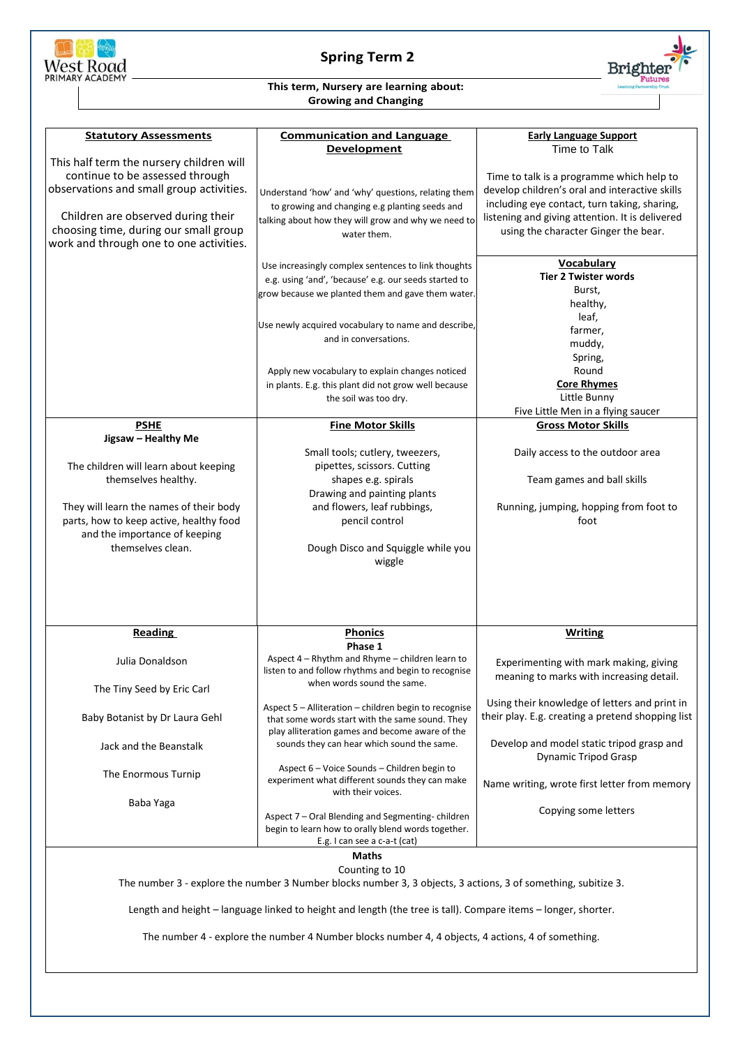# Spring Term 2

West Road Primary Academy

Brighter Futures Learning Partnership Trust

**This term, Nursery are learning about:**
**Growing and Changing**

## Statutory Assessments

This half term the nursery children will continue to be assessed through observations and small group activities.

Children are observed during their choosing time, during our small group work and through one to one activities.

## Communication and Language Development

Understand 'how' and 'why' questions, relating them to growing and changing e.g planting seeds and talking about how they will grow and why we need to water them.

Use increasingly complex sentences to link thoughts e.g. using 'and', 'because' e.g. our seeds started to grow because we planted them and gave them water.

Use newly acquired vocabulary to name and describe, and in conversations.

Apply new vocabulary to explain changes noticed in plants. E.g. this plant did not grow well because the soil was too dry.

## Early Language Support

Time to Talk

Time to talk is a programme which help to develop children's oral and interactive skills including eye contact, turn taking, sharing, listening and giving attention. It is delivered using the character Ginger the bear.

## Vocabulary

**Tier 2 Twister words**

Burst,
healthy,
leaf,
farmer,
muddy,
Spring,
Round

**Core Rhymes**

Little Bunny
Five Little Men in a flying saucer

## PSHE

**Jigsaw – Healthy Me**

The children will learn about keeping themselves healthy.

They will learn the names of their body parts, how to keep active, healthy food and the importance of keeping themselves clean.

## Fine Motor Skills

Small tools; cutlery, tweezers, pipettes, scissors. Cutting shapes e.g. spirals
Drawing and painting plants and flowers, leaf rubbings, pencil control

Dough Disco and Squiggle while you wiggle

## Gross Motor Skills

Daily access to the outdoor area

Team games and ball skills

Running, jumping, hopping from foot to foot

## Reading

Julia Donaldson

The Tiny Seed by Eric Carl

Baby Botanist by Dr Laura Gehl

Jack and the Beanstalk

The Enormous Turnip

Baba Yaga

## Phonics

**Phase 1**

Aspect 4 – Rhythm and Rhyme – children learn to listen to and follow rhythms and begin to recognise when words sound the same.

Aspect 5 – Alliteration – children begin to recognise that some words start with the same sound. They play alliteration games and become aware of the sounds they can hear which sound the same.

Aspect 6 – Voice Sounds – Children begin to experiment what different sounds they can make with their voices.

Aspect 7 – Oral Blending and Segmenting- children begin to learn how to orally blend words together. E.g. I can see a c-a-t (cat)

## Writing

Experimenting with mark making, giving meaning to marks with increasing detail.

Using their knowledge of letters and print in their play. E.g. creating a pretend shopping list

Develop and model static tripod grasp and Dynamic Tripod Grasp

Name writing, wrote first letter from memory

Copying some letters

## Maths

Counting to 10

The number 3 - explore the number 3 Number blocks number 3, 3 objects, 3 actions, 3 of something, subitize 3.

Length and height – language linked to height and length (the tree is tall). Compare items – longer, shorter.

The number 4 - explore the number 4 Number blocks number 4, 4 objects, 4 actions, 4 of something.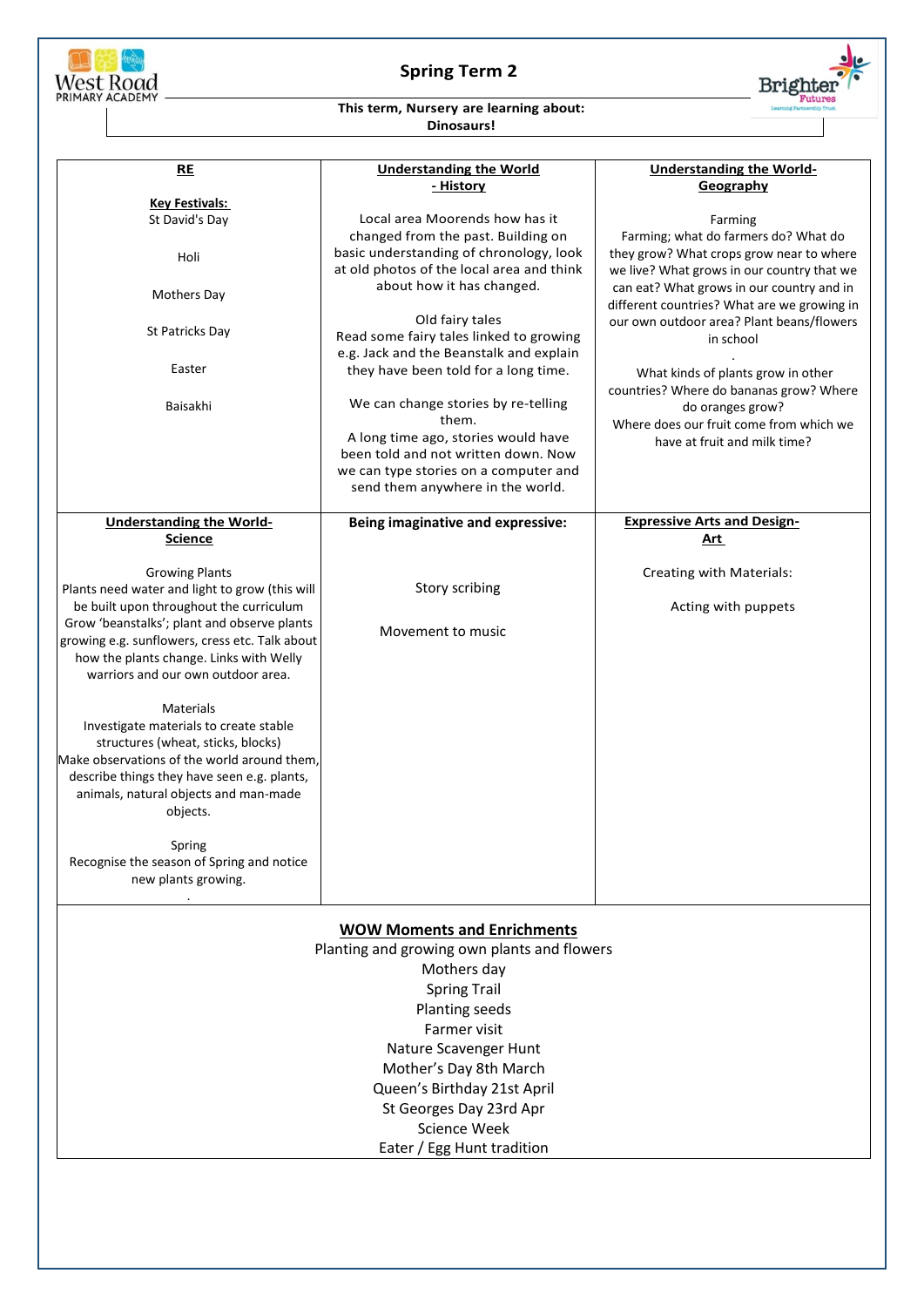West Road PRIMARY ACADEMY

# Spring Term 2

Brighter Futures Learning Partnership Trust

**This term, Nursery are learning about: Dinosaurs!**

| **RE** | **Understanding the World - History** | **Understanding the World- Geography** |
|---|---|---|
| **Key Festivals:**<br>St David's Day<br><br>Holi<br><br>Mothers Day<br><br>St Patricks Day<br><br>Easter<br><br>Baisakhi | Local area Moorends how has it changed from the past. Building on basic understanding of chronology, look at old photos of the local area and think about how it has changed.<br><br>Old fairy tales<br>Read some fairy tales linked to growing e.g. Jack and the Beanstalk and explain they have been told for a long time.<br><br>We can change stories by re-telling them.<br>A long time ago, stories would have been told and not written down. Now we can type stories on a computer and send them anywhere in the world. | Farming<br>Farming; what do farmers do? What do they grow? What crops grow near to where we live? What grows in our country that we can eat? What grows in our country and in different countries? What are we growing in our own outdoor area? Plant beans/flowers in school<br>.<br>What kinds of plants grow in other countries? Where do bananas grow? Where do oranges grow?<br>Where does our fruit come from which we have at fruit and milk time? |
| **Understanding the World- Science** | **Being imaginative and expressive:** | **Expressive Arts and Design- Art** |
| Growing Plants<br>Plants need water and light to grow (this will be built upon throughout the curriculum Grow 'beanstalks'; plant and observe plants growing e.g. sunflowers, cress etc. Talk about how the plants change. Links with Welly warriors and our own outdoor area.<br><br>Materials<br>Investigate materials to create stable structures (wheat, sticks, blocks)<br>Make observations of the world around them, describe things they have seen e.g. plants, animals, natural objects and man-made objects.<br><br>Spring<br>Recognise the season of Spring and notice new plants growing.<br>. | Story scribing<br><br>Movement to music | Creating with Materials:<br><br>Acting with puppets |

## WOW Moments and Enrichments

Planting and growing own plants and flowers
Mothers day
Spring Trail
Planting seeds
Farmer visit
Nature Scavenger Hunt
Mother's Day 8th March
Queen's Birthday 21st April
St Georges Day 23rd Apr
Science Week
Eater / Egg Hunt tradition